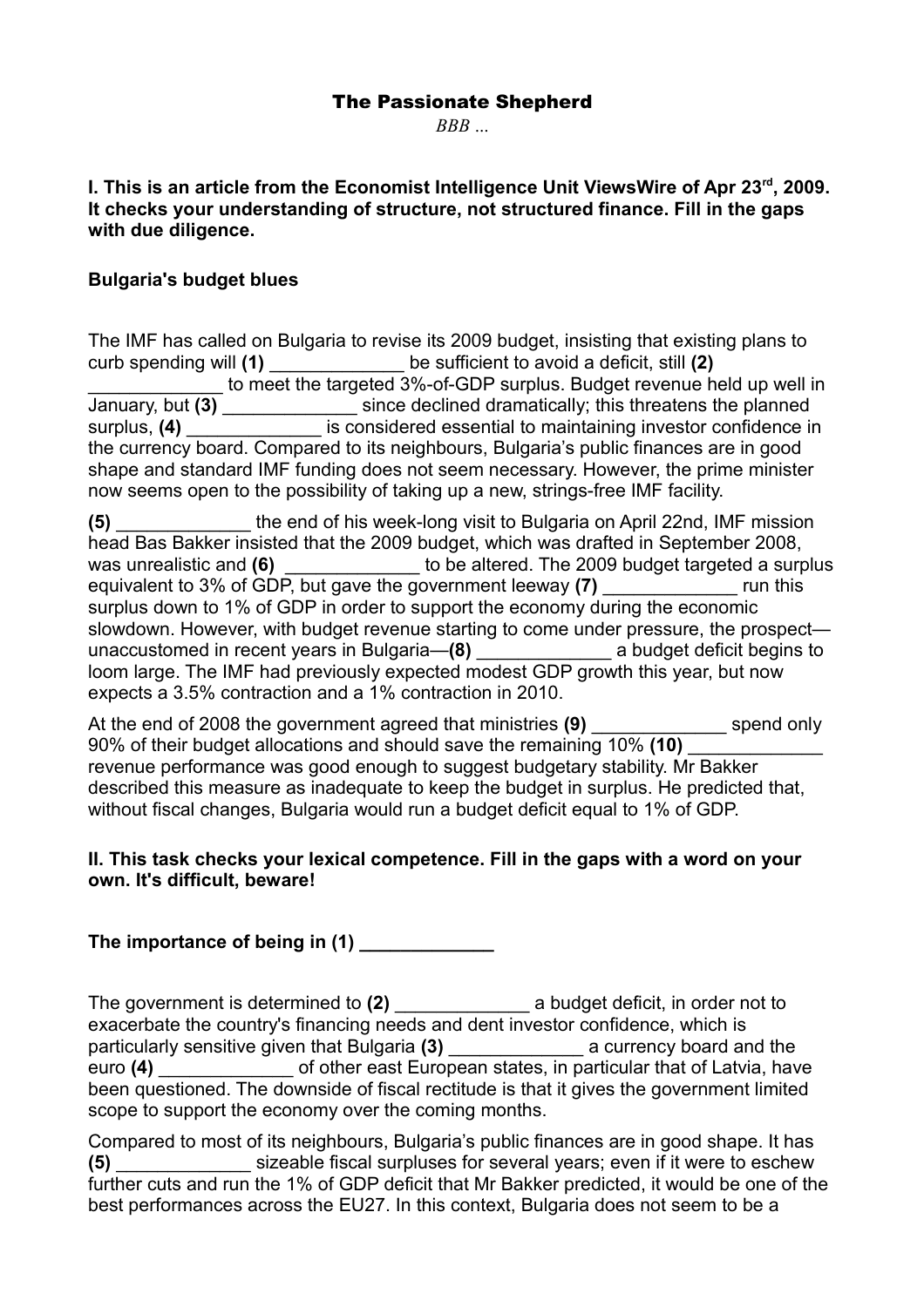# The Passionate Shepherd

*BBB …*

**I. This is an article from the Economist Intelligence Unit ViewsWire of Apr 23rd, 2009. It checks your understanding of structure, not structured finance. Fill in the gaps with due diligence.**

**Bulgaria's budget blues**

The IMF has called on Bulgaria to revise its 2009 budget, insisting that existing plans to curb spending will **(1)** _____________ be sufficient to avoid a deficit, still **(2)** _____________ to meet the targeted 3%-of-GDP surplus. Budget revenue held up well in January, but **(3)** _____________ since declined dramatically; this threatens the planned surplus, **(4)** _____________ is considered essential to maintaining investor confidence in the currency board. Compared to its neighbours, Bulgaria's public finances are in good shape and standard IMF funding does not seem necessary. However, the prime minister now seems open to the possibility of taking up a new, strings-free IMF facility.

**(5)** _____________ the end of his week-long visit to Bulgaria on April 22nd, IMF mission head Bas Bakker insisted that the 2009 budget, which was drafted in September 2008, was unrealistic and **(6)** _____________ to be altered. The 2009 budget targeted a surplus equivalent to 3% of GDP, but gave the government leeway **(7)** _____________ run this surplus down to 1% of GDP in order to support the economy during the economic slowdown. However, with budget revenue starting to come under pressure, the prospect—unaccustomed in recent years in Bulgaria—**(8)** _____________ a budget deficit begins to loom large. The IMF had previously expected modest GDP growth this year, but now expects a 3.5% contraction and a 1% contraction in 2010.

At the end of 2008 the government agreed that ministries **(9)** _____________ spend only 90% of their budget allocations and should save the remaining 10% **(10)** _____________ revenue performance was good enough to suggest budgetary stability. Mr Bakker described this measure as inadequate to keep the budget in surplus. He predicted that, without fiscal changes, Bulgaria would run a budget deficit equal to 1% of GDP.

**II. This task checks your lexical competence. Fill in the gaps with a word on your own. It's difficult, beware!**

**The importance of being in (1) _____________**

The government is determined to **(2)** _____________ a budget deficit, in order not to exacerbate the country's financing needs and dent investor confidence, which is particularly sensitive given that Bulgaria **(3)** _____________ a currency board and the euro **(4)** _____________ of other east European states, in particular that of Latvia, have been questioned. The downside of fiscal rectitude is that it gives the government limited scope to support the economy over the coming months.

Compared to most of its neighbours, Bulgaria's public finances are in good shape. It has **(5)** _____________ sizeable fiscal surpluses for several years; even if it were to eschew further cuts and run the 1% of GDP deficit that Mr Bakker predicted, it would be one of the best performances across the EU27. In this context, Bulgaria does not seem to be a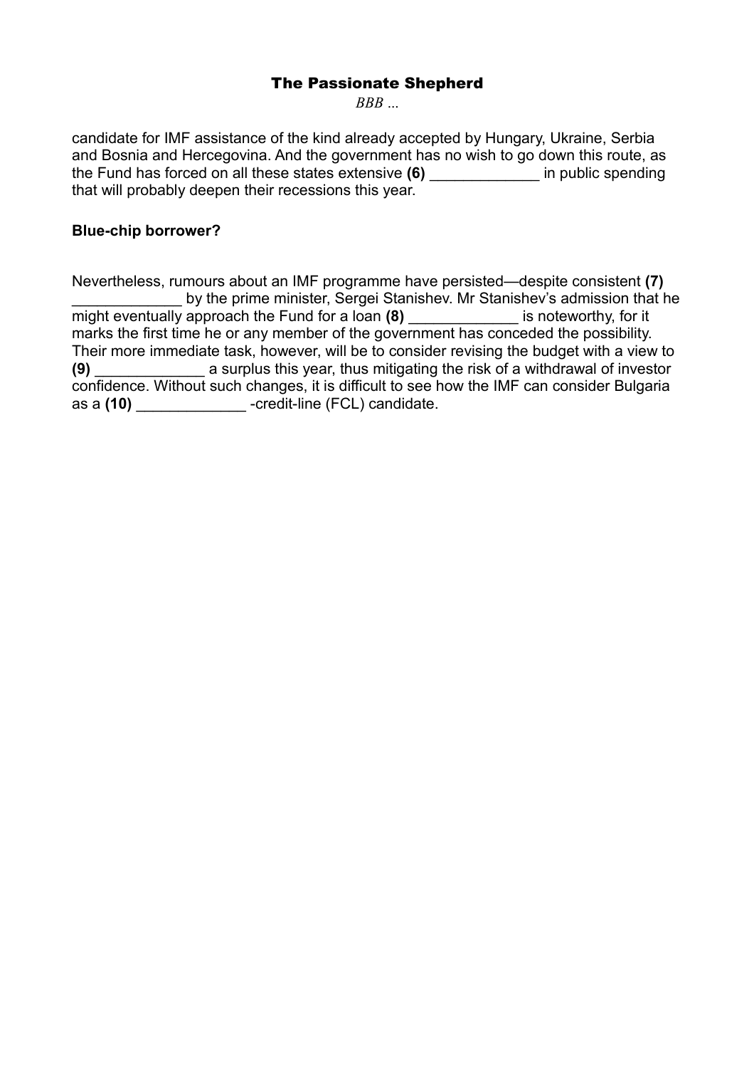candidate for IMF assistance of the kind already accepted by Hungary, Ukraine, Serbia and Bosnia and Hercegovina. And the government has no wish to go down this route, as the Fund has forced on all these states extensive **(6)** _____________ in public spending that will probably deepen their recessions this year.

**Blue-chip borrower?**

Nevertheless, rumours about an IMF programme have persisted—despite consistent **(7)** _____________ by the prime minister, Sergei Stanishev. Mr Stanishev's admission that he might eventually approach the Fund for a loan **(8)** _____________ is noteworthy, for it marks the first time he or any member of the government has conceded the possibility. Their more immediate task, however, will be to consider revising the budget with a view to **(9)** _____________ a surplus this year, thus mitigating the risk of a withdrawal of investor confidence. Without such changes, it is difficult to see how the IMF can consider Bulgaria as a **(10)** _____________ -credit-line (FCL) candidate.